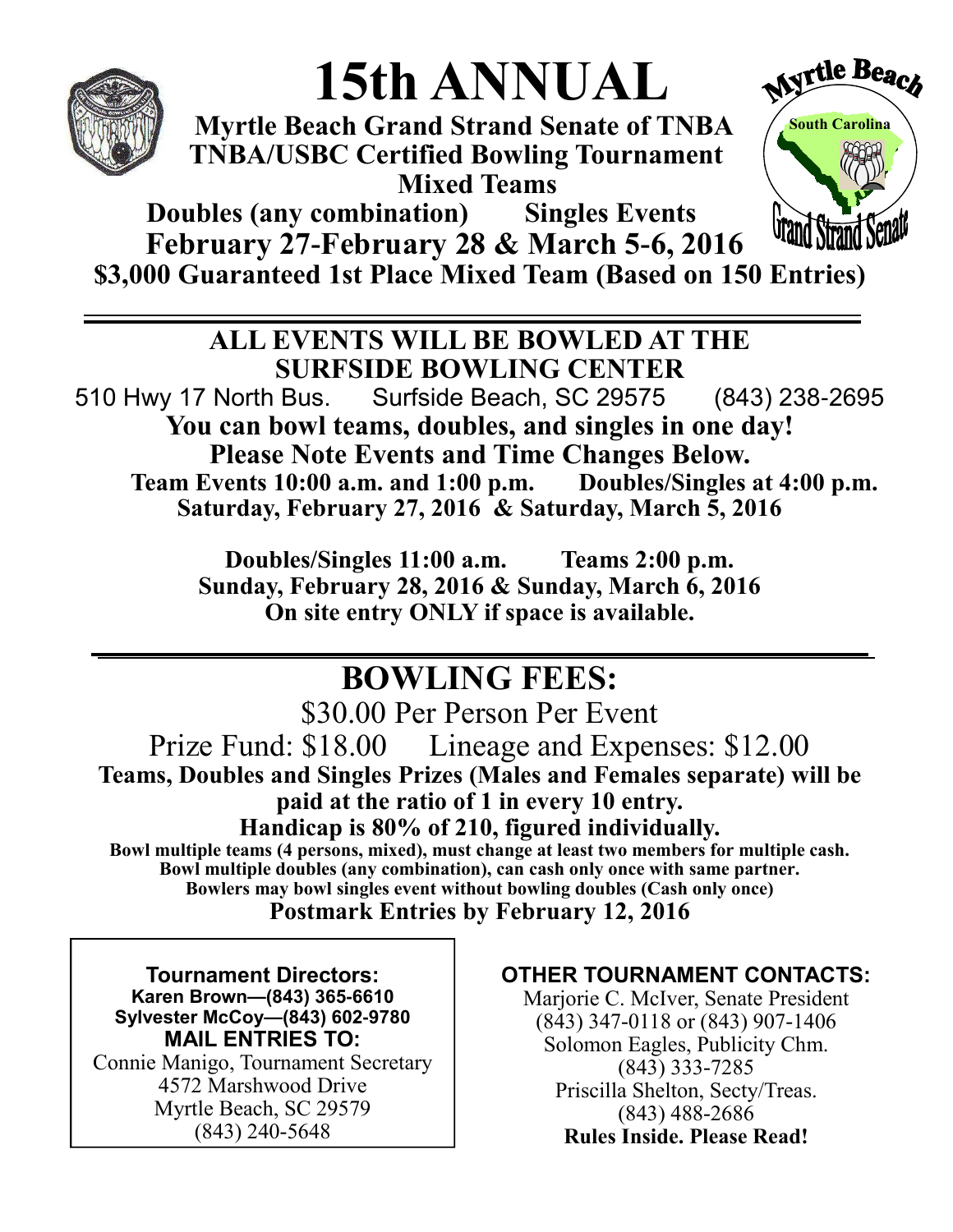# 15th ANNUAL

**Myrtle Beach Grand Strand Senate of TNBA**
**TNBA/USBC Certified Bowling Tournament**
**Mixed Teams**
**Doubles (any combination)   Singles Events**
**February 27-February 28 & March 5-6, 2016**
**$3,000 Guaranteed 1st Place Mixed Team (Based on 150 Entries)**

Myrtle Beach
South Carolina
Grand Strand Senate

---

## ALL EVENTS WILL BE BOWLED AT THE SURFSIDE BOWLING CENTER

510 Hwy 17 North Bus.   Surfside Beach, SC 29575   (843) 238-2695

**You can bowl teams, doubles, and singles in one day!**
**Please Note Events and Time Changes Below.**
**Team Events 10:00 a.m. and 1:00 p.m.   Doubles/Singles at 4:00 p.m.**
**Saturday, February 27, 2016 & Saturday, March 5, 2016**

**Doubles/Singles 11:00 a.m.   Teams 2:00 p.m.**
**Sunday, February 28, 2016 & Sunday, March 6, 2016**
**On site entry ONLY if space is available.**

---

## BOWLING FEES:

$30.00 Per Person Per Event

Prize Fund: $18.00   Lineage and Expenses: $12.00

**Teams, Doubles and Singles Prizes (Males and Females separate) will be paid at the ratio of 1 in every 10 entry.**
**Handicap is 80% of 210, figured individually.**
**Bowl multiple teams (4 persons, mixed), must change at least two members for multiple cash.**
**Bowl multiple doubles (any combination), can cash only once with same partner.**
**Bowlers may bowl singles event without bowling doubles (Cash only once)**
**Postmark Entries by February 12, 2016**

**Tournament Directors:**
**Karen Brown—(843) 365-6610**
**Sylvester McCoy—(843) 602-9780**
**MAIL ENTRIES TO:**
Connie Manigo, Tournament Secretary
4572 Marshwood Drive
Myrtle Beach, SC 29579
(843) 240-5648

**OTHER TOURNAMENT CONTACTS:**
Marjorie C. McIver, Senate President
(843) 347-0118 or (843) 907-1406
Solomon Eagles, Publicity Chm.
(843) 333-7285
Priscilla Shelton, Secty/Treas.
(843) 488-2686
**Rules Inside. Please Read!**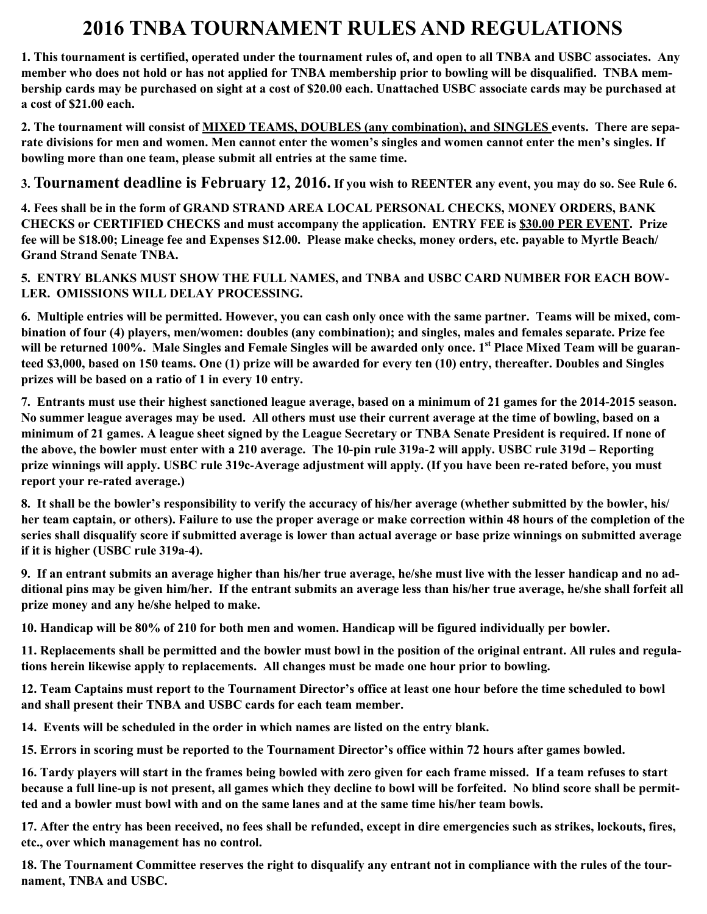# 2016 TNBA TOURNAMENT RULES AND REGULATIONS

**1. This tournament is certified, operated under the tournament rules of, and open to all TNBA and USBC associates. Any member who does not hold or has not applied for TNBA membership prior to bowling will be disqualified. TNBA membership cards may be purchased on sight at a cost of $20.00 each. Unattached USBC associate cards may be purchased at a cost of $21.00 each.**

**2. The tournament will consist of <u>MIXED TEAMS, DOUBLES (any combination), and SINGLES</u> events. There are separate divisions for men and women. Men cannot enter the women's singles and women cannot enter the men's singles. If bowling more than one team, please submit all entries at the same time.**

**3. Tournament deadline is February 12, 2016. If you wish to REENTER any event, you may do so. See Rule 6.**

**4. Fees shall be in the form of GRAND STRAND AREA LOCAL PERSONAL CHECKS, MONEY ORDERS, BANK CHECKS or CERTIFIED CHECKS and must accompany the application. ENTRY FEE is <u>$30.00 PER EVENT</u>. Prize fee will be $18.00; Lineage fee and Expenses $12.00. Please make checks, money orders, etc. payable to Myrtle Beach/ Grand Strand Senate TNBA.**

**5. ENTRY BLANKS MUST SHOW THE FULL NAMES, and TNBA and USBC CARD NUMBER FOR EACH BOWLER. OMISSIONS WILL DELAY PROCESSING.**

**6. Multiple entries will be permitted. However, you can cash only once with the same partner. Teams will be mixed, combination of four (4) players, men/women: doubles (any combination); and singles, males and females separate. Prize fee will be returned 100%. Male Singles and Female Singles will be awarded only once. 1st Place Mixed Team will be guaranteed $3,000, based on 150 teams. One (1) prize will be awarded for every ten (10) entry, thereafter. Doubles and Singles prizes will be based on a ratio of 1 in every 10 entry.**

**7. Entrants must use their highest sanctioned league average, based on a minimum of 21 games for the 2014-2015 season. No summer league averages may be used. All others must use their current average at the time of bowling, based on a minimum of 21 games. A league sheet signed by the League Secretary or TNBA Senate President is required. If none of the above, the bowler must enter with a 210 average. The 10-pin rule 319a-2 will apply. USBC rule 319d – Reporting prize winnings will apply. USBC rule 319c-Average adjustment will apply. (If you have been re-rated before, you must report your re-rated average.)**

**8. It shall be the bowler's responsibility to verify the accuracy of his/her average (whether submitted by the bowler, his/ her team captain, or others). Failure to use the proper average or make correction within 48 hours of the completion of the series shall disqualify score if submitted average is lower than actual average or base prize winnings on submitted average if it is higher (USBC rule 319a-4).**

**9. If an entrant submits an average higher than his/her true average, he/she must live with the lesser handicap and no additional pins may be given him/her. If the entrant submits an average less than his/her true average, he/she shall forfeit all prize money and any he/she helped to make.**

**10. Handicap will be 80% of 210 for both men and women. Handicap will be figured individually per bowler.**

**11. Replacements shall be permitted and the bowler must bowl in the position of the original entrant. All rules and regulations herein likewise apply to replacements. All changes must be made one hour prior to bowling.**

**12. Team Captains must report to the Tournament Director's office at least one hour before the time scheduled to bowl and shall present their TNBA and USBC cards for each team member.**

**14. Events will be scheduled in the order in which names are listed on the entry blank.**

**15. Errors in scoring must be reported to the Tournament Director's office within 72 hours after games bowled.**

**16. Tardy players will start in the frames being bowled with zero given for each frame missed. If a team refuses to start because a full line-up is not present, all games which they decline to bowl will be forfeited. No blind score shall be permitted and a bowler must bowl with and on the same lanes and at the same time his/her team bowls.**

**17. After the entry has been received, no fees shall be refunded, except in dire emergencies such as strikes, lockouts, fires, etc., over which management has no control.**

**18. The Tournament Committee reserves the right to disqualify any entrant not in compliance with the rules of the tournament, TNBA and USBC.**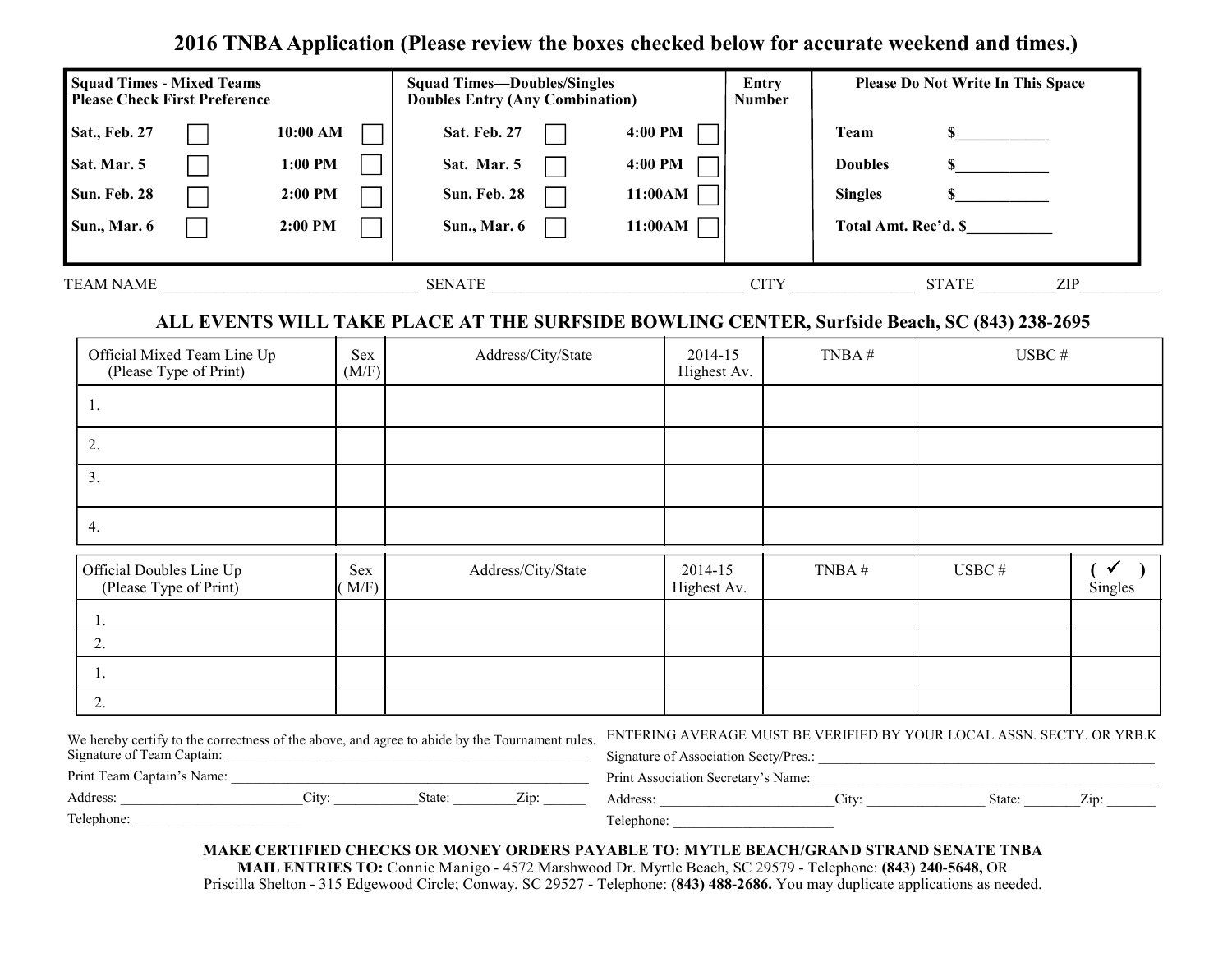# 2016 TNBA Application (Please review the boxes checked below for accurate weekend and times.)

| Squad Times - Mixed Teams Please Check First Preference | | | | Squad Times—Doubles/Singles Doubles Entry (Any Combination) | | | | Entry Number | Please Do Not Write In This Space |
|---|---|---|---|---|---|---|---|---|---|
| Sat., Feb. 27 | ☐ | 10:00 AM | ☐ | Sat. Feb. 27 | ☐ | 4:00 PM | ☐ | | Team $\_\_\_\_\_\_\_\_\_\_\_\_ |
| Sat. Mar. 5 | ☐ | 1:00 PM | ☐ | Sat. Mar. 5 | ☐ | 4:00 PM | ☐ | | Doubles $\_\_\_\_\_\_\_\_\_\_\_\_ |
| Sun. Feb. 28 | ☐ | 2:00 PM | ☐ | Sun. Feb. 28 | ☐ | 11:00AM | ☐ | | Singles $\_\_\_\_\_\_\_\_\_\_\_\_ |
| Sun., Mar. 6 | ☐ | 2:00 PM | ☐ | Sun., Mar. 6 | ☐ | 11:00AM | ☐ | | Total Amt. Rec'd. $\_\_\_\_\_\_\_\_\_\_\_ |

TEAM NAME \_\_\_\_\_\_\_\_\_\_\_\_\_\_\_\_\_\_\_\_\_\_\_\_\_\_\_\_\_\_\_\_ SENATE \_\_\_\_\_\_\_\_\_\_\_\_\_\_\_\_\_\_\_\_\_\_\_\_\_\_\_\_\_\_\_\_ CITY \_\_\_\_\_\_\_\_\_\_\_\_\_\_\_ STATE \_\_\_\_\_\_\_\_\_\_ZIP\_\_\_\_\_\_\_\_\_\_

## ALL EVENTS WILL TAKE PLACE AT THE SURFSIDE BOWLING CENTER, Surfside Beach, SC (843) 238-2695

| Official Mixed Team Line Up (Please Type of Print) | Sex (M/F) | Address/City/State | 2014-15 Highest Av. | TNBA # | USBC # |
|---|---|---|---|---|---|
| 1. | | | | | |
| 2. | | | | | |
| 3. | | | | | |
| 4. | | | | | |

| Official Doubles Line Up (Please Type of Print) | Sex (M/F) | Address/City/State | 2014-15 Highest Av. | TNBA # | USBC # | ( ✓ ) Singles |
|---|---|---|---|---|---|---|
| 1. | | | | | | |
| 2. | | | | | | |
| 1. | | | | | | |
| 2. | | | | | | |

We hereby certify to the correctness of the above, and agree to abide by the Tournament rules.

Signature of Team Captain: \_\_\_\_\_\_\_\_\_\_\_\_\_\_\_\_\_\_\_\_\_\_\_\_\_\_\_\_\_\_\_\_\_\_\_\_\_\_\_\_\_\_\_\_\_\_\_\_\_\_\_\_

Print Team Captain's Name: \_\_\_\_\_\_\_\_\_\_\_\_\_\_\_\_\_\_\_\_\_\_\_\_\_\_\_\_\_\_\_\_\_\_\_\_\_\_\_\_\_\_\_\_\_\_\_\_\_\_\_\_

Address: \_\_\_\_\_\_\_\_\_\_\_\_\_\_\_\_\_\_\_\_\_\_\_\_\_\_City: \_\_\_\_\_\_\_\_\_\_\_\_State: \_\_\_\_\_\_\_\_\_Zip: \_\_\_\_\_\_

Telephone: \_\_\_\_\_\_\_\_\_\_\_\_\_\_\_\_\_\_\_\_\_\_\_\_\_

ENTERING AVERAGE MUST BE VERIFIED BY YOUR LOCAL ASSN. SECTY. OR YRB.K

Signature of Association Secty/Pres.: \_\_\_\_\_\_\_\_\_\_\_\_\_\_\_\_\_\_\_\_\_\_\_\_\_\_\_\_\_\_\_\_\_\_\_\_\_\_\_\_\_\_\_\_\_\_\_\_

Print Association Secretary's Name: \_\_\_\_\_\_\_\_\_\_\_\_\_\_\_\_\_\_\_\_\_\_\_\_\_\_\_\_\_\_\_\_\_\_\_\_\_\_\_\_\_\_\_\_\_\_\_\_

Address: \_\_\_\_\_\_\_\_\_\_\_\_\_\_\_\_\_\_\_\_\_\_\_\_\_City: \_\_\_\_\_\_\_\_\_\_\_\_\_\_\_\_\_ State: \_\_\_\_\_\_\_\_Zip: \_\_\_\_\_\_\_

Telephone: \_\_\_\_\_\_\_\_\_\_\_\_\_\_\_\_\_\_\_\_\_\_\_

**MAKE CERTIFIED CHECKS OR MONEY ORDERS PAYABLE TO: MYTLE BEACH/GRAND STRAND SENATE TNBA**

**MAIL ENTRIES TO:** Connie Manigo - 4572 Marshwood Dr. Myrtle Beach, SC 29579 - Telephone: **(843) 240-5648,** OR
Priscilla Shelton - 315 Edgewood Circle; Conway, SC 29527 - Telephone: **(843) 488-2686.** You may duplicate applications as needed.